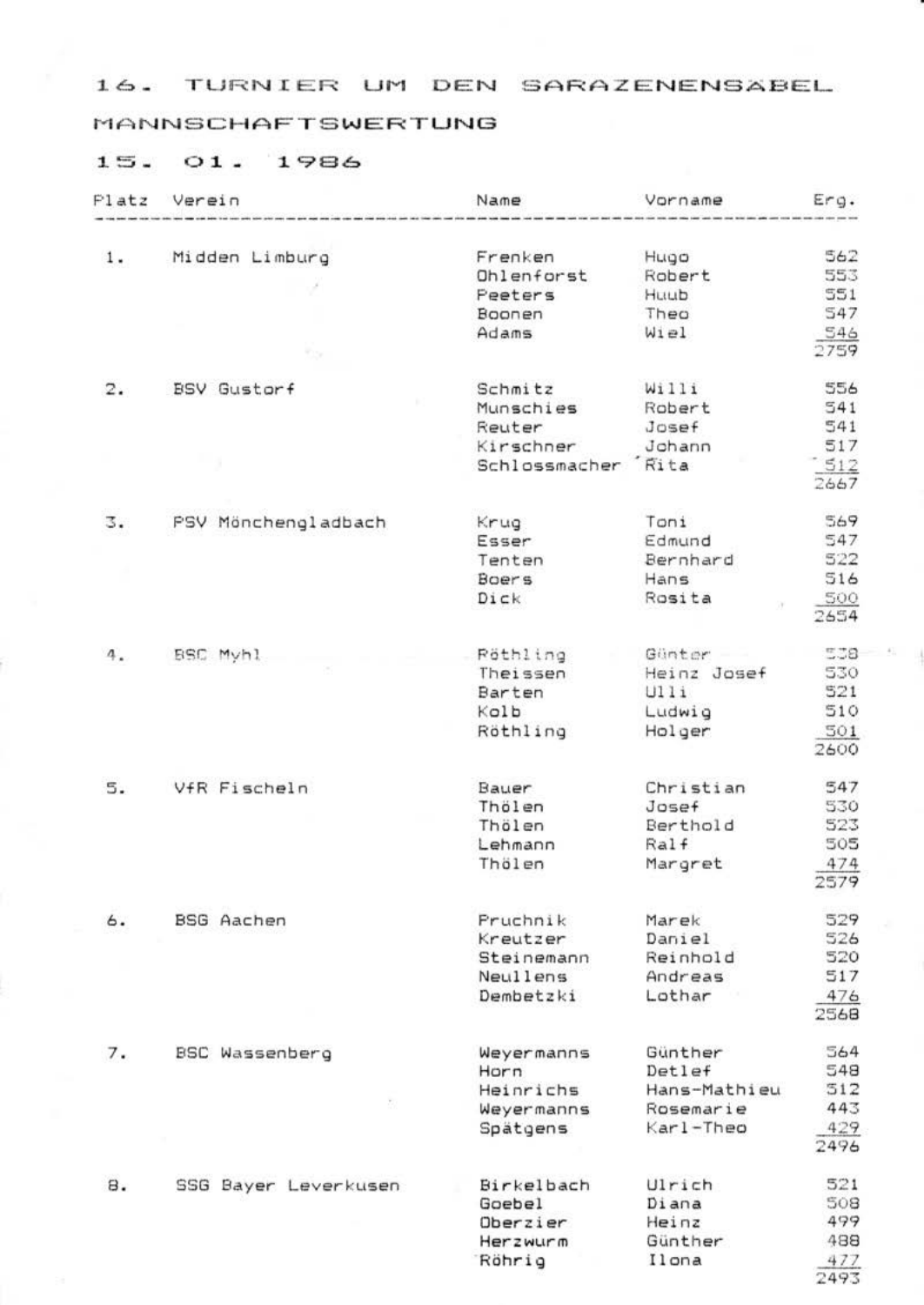# 16. TURNIER UM DEN SARAZENENSÄBEL

## MANNSCHAFTSWERTUNG

## 15. 01. 1986

| Platz | Verein | Name | Vorname | Erg. |
|---|---|---|---|---|
| 1. | Midden Limburg | Frenken | Hugo | 562 |
| | | Ohlenforst | Robert | 553 |
| | | Peeters | Huub | 551 |
| | | Boonen | Theo | 547 |
| | | Adams | Wiel | 546 |
| | | | | 2759 |
| 2. | BSV Gustorf | Schmitz | Willi | 556 |
| | | Munschies | Robert | 541 |
| | | Reuter | Josef | 541 |
| | | Kirschner | Johann | 517 |
| | | Schlossmacher | Rita | 512 |
| | | | | 2667 |
| 3. | PSV Mönchengladbach | Krug | Toni | 569 |
| | | Esser | Edmund | 547 |
| | | Tenten | Bernhard | 522 |
| | | Boers | Hans | 516 |
| | | Dick | Rosita | 500 |
| | | | | 2654 |
| 4. | BSC Myhl | Röthling | Günter | 538 |
| | | Theissen | Heinz Josef | 530 |
| | | Barten | Ulli | 521 |
| | | Kolb | Ludwig | 510 |
| | | Röthling | Holger | 501 |
| | | | | 2600 |
| 5. | VfR Fischeln | Bauer | Christian | 547 |
| | | Thölen | Josef | 530 |
| | | Thölen | Berthold | 523 |
| | | Lehmann | Ralf | 505 |
| | | Thölen | Margret | 474 |
| | | | | 2579 |
| 6. | BSG Aachen | Pruchnik | Marek | 529 |
| | | Kreutzer | Daniel | 526 |
| | | Steinemann | Reinhold | 520 |
| | | Neullens | Andreas | 517 |
| | | Dembetzki | Lothar | 476 |
| | | | | 2568 |
| 7. | BSC Wassenberg | Weyermanns | Günther | 564 |
| | | Horn | Detlef | 548 |
| | | Heinrichs | Hans-Mathieu | 512 |
| | | Weyermanns | Rosemarie | 443 |
| | | Spätgens | Karl-Theo | 429 |
| | | | | 2496 |
| 8. | SSG Bayer Leverkusen | Birkelbach | Ulrich | 521 |
| | | Goebel | Diana | 508 |
| | | Oberzier | Heinz | 499 |
| | | Herzwurm | Günther | 488 |
| | | Röhrig | Ilona | 477 |
| | | | | 2493 |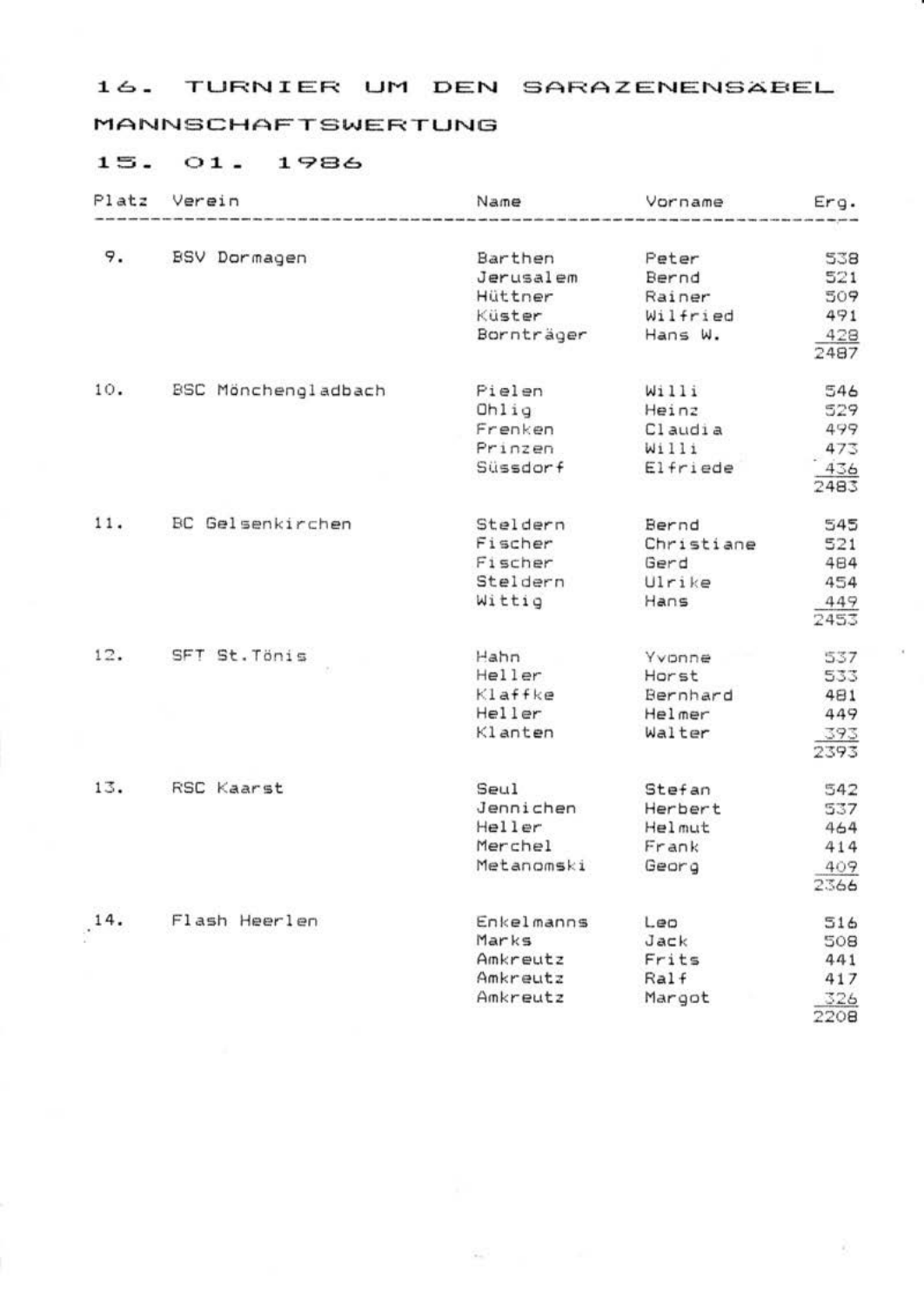# 16. TURNIER UM DEN SARAZENENSÄBEL

## MANNSCHAFTSWERTUNG

### 15. 01. 1986

| Platz | Verein | Name | Vorname | Erg. |
|---|---|---|---|---|
| 9. | BSV Dormagen | Barthen | Peter | 538 |
| | | Jerusalem | Bernd | 521 |
| | | Hüttner | Rainer | 509 |
| | | Küster | Wilfried | 491 |
| | | Bornträger | Hans W. | 428 |
| | | | | 2487 |
| 10. | BSC Mönchengladbach | Pielen | Willi | 546 |
| | | Ohlig | Heinz | 529 |
| | | Frenken | Claudia | 499 |
| | | Prinzen | Willi | 473 |
| | | Süssdorf | Elfriede | 436 |
| | | | | 2483 |
| 11. | BC Gelsenkirchen | Steldern | Bernd | 545 |
| | | Fischer | Christiane | 521 |
| | | Fischer | Gerd | 484 |
| | | Steldern | Ulrike | 454 |
| | | Wittig | Hans | 449 |
| | | | | 2453 |
| 12. | SFT St.Tönis | Hahn | Yvonne | 537 |
| | | Heller | Horst | 533 |
| | | Klaffke | Bernhard | 481 |
| | | Heller | Helmer | 449 |
| | | Klanten | Walter | 393 |
| | | | | 2393 |
| 13. | RSC Kaarst | Seul | Stefan | 542 |
| | | Jennichen | Herbert | 537 |
| | | Heller | Helmut | 464 |
| | | Merchel | Frank | 414 |
| | | Metanomski | Georg | 409 |
| | | | | 2366 |
| 14. | Flash Heerlen | Enkelmanns | Leo | 516 |
| | | Marks | Jack | 508 |
| | | Amkreutz | Frits | 441 |
| | | Amkreutz | Ralf | 417 |
| | | Amkreutz | Margot | 326 |
| | | | | 2208 |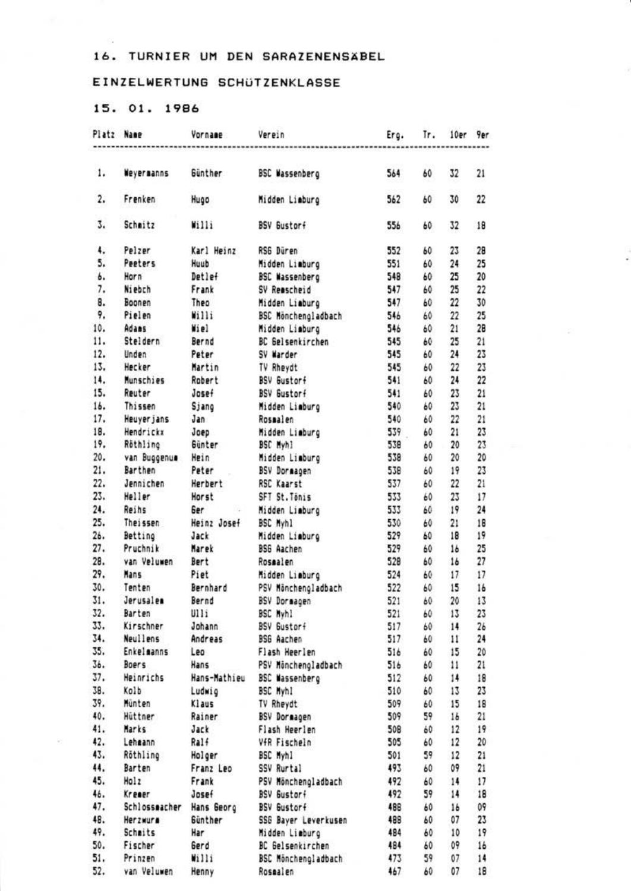# 16. TURNIER UM DEN SARAZENENSÄBEL

## EINZELWERTUNG SCHÜTZENKLASSE

## 15. 01. 1986

| Platz | Name | Vorname | Verein | Erg. | Tr. | 10er | 9er |
|---|---|---|---|---|---|---|---|
| 1. | Weyermanns | Günther | BSC Wassenberg | 564 | 60 | 32 | 21 |
| 2. | Frenken | Hugo | Midden Limburg | 562 | 60 | 30 | 22 |
| 3. | Schmitz | Willi | BSV Gustorf | 556 | 60 | 32 | 18 |
| 4. | Pelzer | Karl Heinz | RSG Düren | 552 | 60 | 23 | 28 |
| 5. | Peeters | Huub | Midden Limburg | 551 | 60 | 24 | 25 |
| 6. | Horn | Detlef | BSC Wassenberg | 548 | 60 | 25 | 20 |
| 7. | Niebch | Frank | SV Remscheid | 547 | 60 | 25 | 22 |
| 8. | Boonen | Theo | Midden Limburg | 547 | 60 | 22 | 30 |
| 9. | Pielen | Willi | BSC Mönchengladbach | 546 | 60 | 22 | 25 |
| 10. | Adams | Wiel | Midden Limburg | 546 | 60 | 21 | 28 |
| 11. | Steldern | Bernd | BC Gelsenkirchen | 545 | 60 | 25 | 21 |
| 12. | Unden | Peter | SV Warder | 545 | 60 | 24 | 23 |
| 13. | Hecker | Martin | TV Rheydt | 545 | 60 | 22 | 23 |
| 14. | Munschies | Robert | BSV Gustorf | 541 | 60 | 24 | 22 |
| 15. | Reuter | Josef | BSV Gustorf | 541 | 60 | 23 | 21 |
| 16. | Thissen | Sjang | Midden Limburg | 540 | 60 | 23 | 21 |
| 17. | Heuyerjans | Jan | Rosmalen | 540 | 60 | 22 | 21 |
| 18. | Hendrickx | Joep | Midden Limburg | 539 | 60 | 21 | 23 |
| 19. | Röthling | Günter | BSC Myhl | 538 | 60 | 20 | 23 |
| 20. | van Buggenum | Hein | Midden Limburg | 538 | 60 | 20 | 20 |
| 21. | Barthen | Peter | BSV Dormagen | 538 | 60 | 19 | 23 |
| 22. | Jennichen | Herbert | RSC Kaarst | 537 | 60 | 22 | 21 |
| 23. | Heller | Horst | SFT St.Tönis | 533 | 60 | 23 | 17 |
| 24. | Reihs | Ger | Midden Limburg | 533 | 60 | 19 | 24 |
| 25. | Theissen | Heinz Josef | BSC Myhl | 530 | 60 | 21 | 18 |
| 26. | Betting | Jack | Midden Limburg | 529 | 60 | 18 | 19 |
| 27. | Pruchnik | Marek | BSG Aachen | 529 | 60 | 16 | 25 |
| 28. | van Veluwen | Bert | Rosmalen | 528 | 60 | 16 | 27 |
| 29. | Mans | Piet | Midden Limburg | 524 | 60 | 17 | 17 |
| 30. | Tenten | Bernhard | PSV Mönchengladbach | 522 | 60 | 15 | 16 |
| 31. | Jerusalem | Bernd | BSV Dormagen | 521 | 60 | 20 | 13 |
| 32. | Barten | Ulli | BSC Myhl | 521 | 60 | 13 | 23 |
| 33. | Kirschner | Johann | BSV Gustorf | 517 | 60 | 14 | 26 |
| 34. | Neullens | Andreas | BSG Aachen | 517 | 60 | 11 | 24 |
| 35. | Enkelmanns | Leo | Flash Heerlen | 516 | 60 | 15 | 20 |
| 36. | Boers | Hans | PSV Mönchengladbach | 516 | 60 | 11 | 21 |
| 37. | Heinrichs | Hans-Mathieu | BSC Wassenberg | 512 | 60 | 14 | 18 |
| 38. | Kolb | Ludwig | BSC Myhl | 510 | 60 | 13 | 23 |
| 39. | Münten | Klaus | TV Rheydt | 509 | 60 | 15 | 18 |
| 40. | Hüttner | Rainer | BSV Dormagen | 509 | 59 | 16 | 21 |
| 41. | Marks | Jack | Flash Heerlen | 508 | 60 | 12 | 19 |
| 42. | Lehmann | Ralf | VfR Fischeln | 505 | 60 | 12 | 20 |
| 43. | Röthling | Holger | BSC Myhl | 501 | 59 | 12 | 21 |
| 44. | Barten | Franz Leo | SSV Rurtal | 493 | 60 | 09 | 21 |
| 45. | Holz | Frank | PSV Mönchengladbach | 492 | 60 | 14 | 17 |
| 46. | Kremer | Josef | BSV Gustorf | 492 | 59 | 14 | 18 |
| 47. | Schlossmacher | Hans Georg | BSV Gustorf | 488 | 60 | 16 | 09 |
| 48. | Herzwurm | Günther | SSG Bayer Leverkusen | 488 | 60 | 07 | 23 |
| 49. | Schmits | Har | Midden Limburg | 484 | 60 | 10 | 19 |
| 50. | Fischer | Gerd | BC Gelsenkirchen | 484 | 60 | 09 | 16 |
| 51. | Prinzen | Willi | BSC Mönchengladbach | 473 | 59 | 07 | 14 |
| 52. | van Veluwen | Henny | Rosmalen | 467 | 60 | 07 | 18 |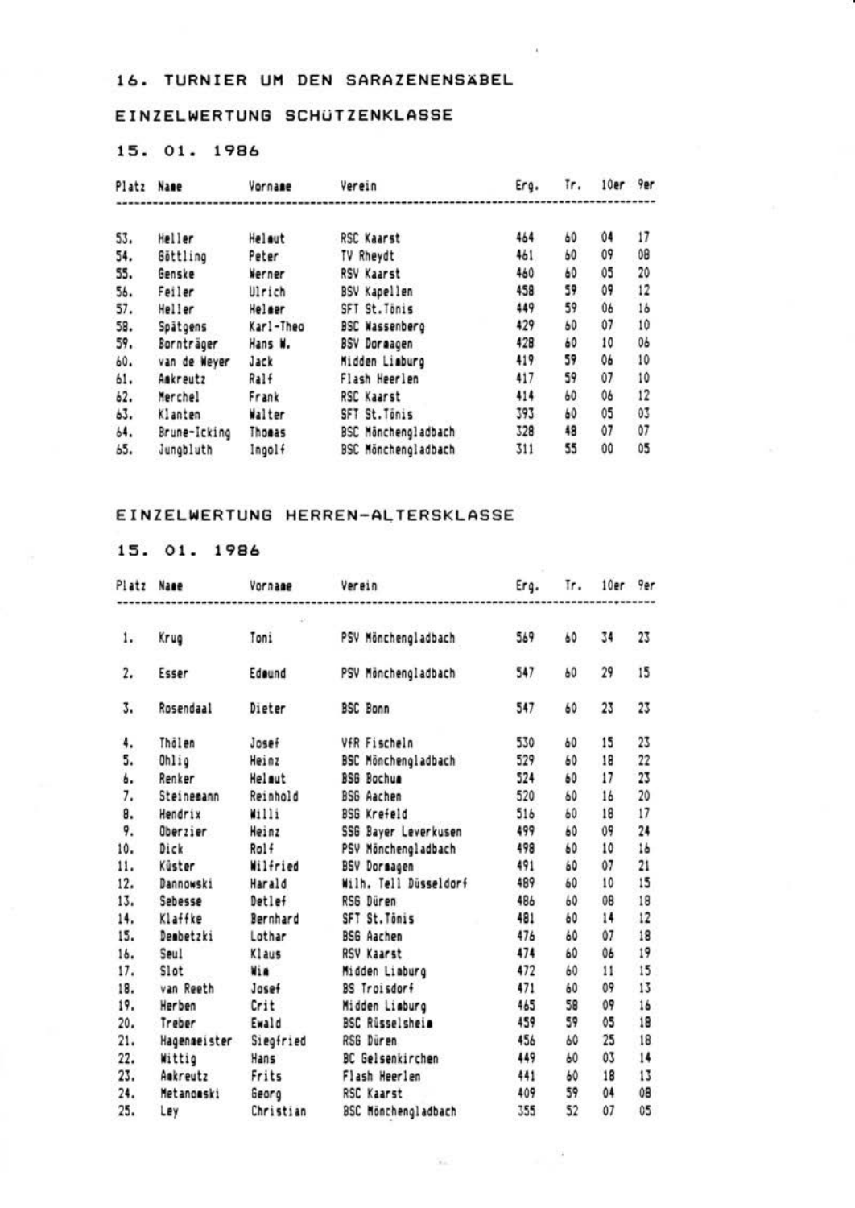## 16. TURNIER UM DEN SARAZENENSÄBEL

### EINZELWERTUNG SCHÜTZENKLASSE

### 15. 01. 1986

| Platz | Name | Vorname | Verein | Erg. | Tr. | 10er | 9er |
|---|---|---|---|---|---|---|---|
| 53. | Heller | Helmut | RSC Kaarst | 464 | 60 | 04 | 17 |
| 54. | Göttling | Peter | TV Rheydt | 461 | 60 | 09 | 08 |
| 55. | Genske | Werner | RSV Kaarst | 460 | 60 | 05 | 20 |
| 56. | Feiler | Ulrich | BSV Kapellen | 458 | 59 | 09 | 12 |
| 57. | Heller | Helmer | SFT St.Tönis | 449 | 59 | 06 | 16 |
| 58. | Spätgens | Karl-Theo | BSC Wassenberg | 429 | 60 | 07 | 10 |
| 59. | Bornträger | Hans W. | BSV Dormagen | 428 | 60 | 10 | 06 |
| 60. | van de Weyer | Jack | Midden Limburg | 419 | 59 | 06 | 10 |
| 61. | Amkreutz | Ralf | Flash Heerlen | 417 | 59 | 07 | 10 |
| 62. | Merchel | Frank | RSC Kaarst | 414 | 60 | 06 | 12 |
| 63. | Klanten | Walter | SFT St.Tönis | 393 | 60 | 05 | 03 |
| 64. | Brune-Icking | Thomas | BSC Mönchengladbach | 328 | 48 | 07 | 07 |
| 65. | Jungbluth | Ingolf | BSC Mönchengladbach | 311 | 55 | 00 | 05 |

### EINZELWERTUNG HERREN-ALTERSKLASSE

### 15. 01. 1986

| Platz | Name | Vorname | Verein | Erg. | Tr. | 10er | 9er |
|---|---|---|---|---|---|---|---|
| 1. | Krug | Toni | PSV Mönchengladbach | 569 | 60 | 34 | 23 |
| 2. | Esser | Edmund | PSV Mönchengladbach | 547 | 60 | 29 | 15 |
| 3. | Rosendaal | Dieter | BSC Bonn | 547 | 60 | 23 | 23 |
| 4. | Thölen | Josef | VfR Fischeln | 530 | 60 | 15 | 23 |
| 5. | Ohlig | Heinz | BSC Mönchengladbach | 529 | 60 | 18 | 22 |
| 6. | Renker | Helmut | BSG Bochum | 524 | 60 | 17 | 23 |
| 7. | Steinemann | Reinhold | BSG Aachen | 520 | 60 | 16 | 20 |
| 8. | Hendrix | Willi | BSG Krefeld | 516 | 60 | 18 | 17 |
| 9. | Oberzier | Heinz | SSG Bayer Leverkusen | 499 | 60 | 09 | 24 |
| 10. | Dick | Rolf | PSV Mönchengladbach | 498 | 60 | 10 | 16 |
| 11. | Küster | Wilfried | BSV Dormagen | 491 | 60 | 07 | 21 |
| 12. | Dannowski | Harald | Wilh. Tell Düsseldorf | 489 | 60 | 10 | 15 |
| 13. | Sebesse | Detlef | RSG Düren | 486 | 60 | 08 | 18 |
| 14. | Klaffke | Bernhard | SFT St.Tönis | 481 | 60 | 14 | 12 |
| 15. | Dembetzki | Lothar | BSG Aachen | 476 | 60 | 07 | 18 |
| 16. | Seul | Klaus | RSV Kaarst | 474 | 60 | 06 | 19 |
| 17. | Slot | Wim | Midden Limburg | 472 | 60 | 11 | 15 |
| 18. | van Reeth | Josef | BS Troisdorf | 471 | 60 | 09 | 13 |
| 19. | Herben | Crit | Midden Limburg | 465 | 58 | 09 | 16 |
| 20. | Treber | Ewald | BSC Rüsselsheim | 459 | 59 | 05 | 18 |
| 21. | Hagenmeister | Siegfried | RSG Düren | 456 | 60 | 25 | 18 |
| 22. | Wittig | Hans | BC Gelsenkirchen | 449 | 60 | 03 | 14 |
| 23. | Amkreutz | Frits | Flash Heerlen | 441 | 60 | 18 | 13 |
| 24. | Metanowski | Georg | RSC Kaarst | 409 | 59 | 04 | 08 |
| 25. | Ley | Christian | BSC Mönchengladbach | 355 | 52 | 07 | 05 |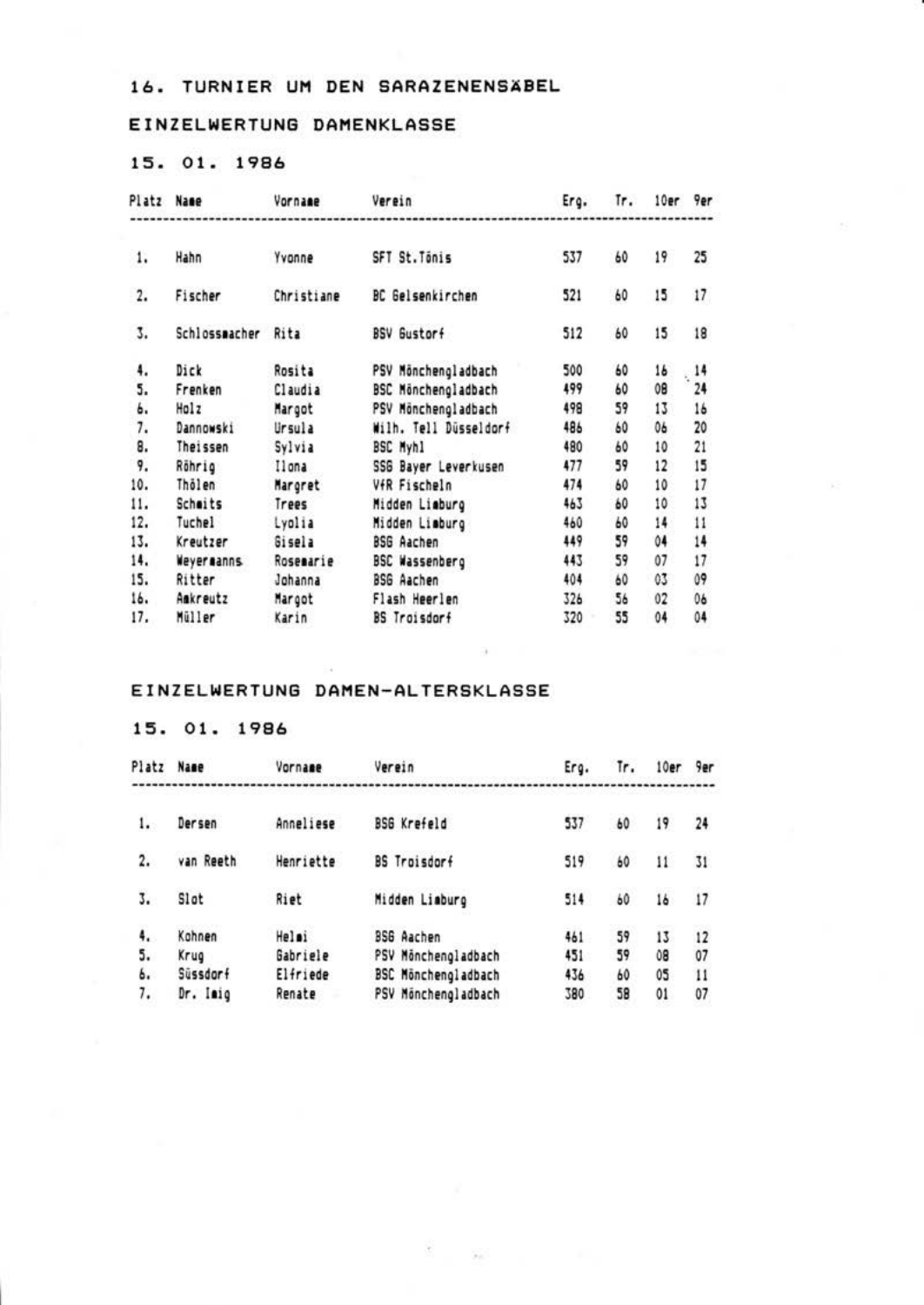# 16. TURNIER UM DEN SARAZENENSÄBEL

## EINZELWERTUNG DAMENKLASSE

### 15. 01. 1986

| Platz | Name | Vorname | Verein | Erg. | Tr. | 10er | 9er |
|---|---|---|---|---|---|---|---|
| 1. | Hahn | Yvonne | SFT St.Tönis | 537 | 60 | 19 | 25 |
| 2. | Fischer | Christiane | BC Gelsenkirchen | 521 | 60 | 15 | 17 |
| 3. | Schlossmacher | Rita | BSV Gustorf | 512 | 60 | 15 | 18 |
| 4. | Dick | Rosita | PSV Mönchengladbach | 500 | 60 | 16 | 14 |
| 5. | Frenken | Claudia | BSC Mönchengladbach | 499 | 60 | 08 | 24 |
| 6. | Holz | Margot | PSV Mönchengladbach | 498 | 59 | 13 | 16 |
| 7. | Dannowski | Ursula | Wilh. Tell Düsseldorf | 486 | 60 | 06 | 20 |
| 8. | Theissen | Sylvia | BSC Myhl | 480 | 60 | 10 | 21 |
| 9. | Röhrig | Ilona | SSG Bayer Leverkusen | 477 | 59 | 12 | 15 |
| 10. | Thölen | Margret | VfR Fischeln | 474 | 60 | 10 | 17 |
| 11. | Schmits | Trees | Midden Limburg | 463 | 60 | 10 | 13 |
| 12. | Tuchel | Lyolia | Midden Limburg | 460 | 60 | 14 | 11 |
| 13. | Kreutzer | Gisela | BSG Aachen | 449 | 59 | 04 | 14 |
| 14. | Weyermanns | Rosemarie | BSC Wassenberg | 443 | 59 | 07 | 17 |
| 15. | Ritter | Johanna | BSG Aachen | 404 | 60 | 03 | 09 |
| 16. | Amkreutz | Margot | Flash Heerlen | 326 | 56 | 02 | 06 |
| 17. | Müller | Karin | BS Troisdorf | 320 | 55 | 04 | 04 |

## EINZELWERTUNG DAMEN-ALTERSKLASSE

### 15. 01. 1986

| Platz | Name | Vorname | Verein | Erg. | Tr. | 10er | 9er |
|---|---|---|---|---|---|---|---|
| 1. | Dersen | Anneliese | BSG Krefeld | 537 | 60 | 19 | 24 |
| 2. | van Reeth | Henriette | BS Troisdorf | 519 | 60 | 11 | 31 |
| 3. | Slot | Riet | Midden Limburg | 514 | 60 | 16 | 17 |
| 4. | Kohnen | Helmi | BSG Aachen | 461 | 59 | 13 | 12 |
| 5. | Krug | Gabriele | PSV Mönchengladbach | 451 | 59 | 08 | 07 |
| 6. | Süssdorf | Elfriede | BSC Mönchengladbach | 436 | 60 | 05 | 11 |
| 7. | Dr. Imig | Renate | PSV Mönchengladbach | 380 | 58 | 01 | 07 |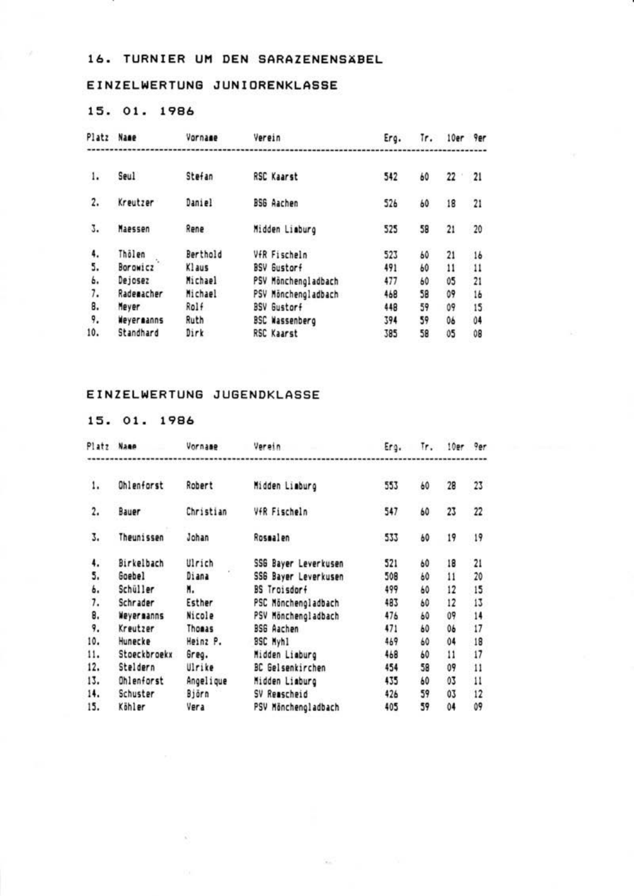## 16. TURNIER UM DEN SARAZENENSÄBEL

### EINZELWERTUNG JUNIORENKLASSE

### 15. 01. 1986

| Platz | Name | Vorname | Verein | Erg. | Tr. | 10er | 9er |
|---|---|---|---|---|---|---|---|
| 1. | Seul | Stefan | RSC Kaarst | 542 | 60 | 22 | 21 |
| 2. | Kreutzer | Daniel | BSG Aachen | 526 | 60 | 18 | 21 |
| 3. | Maessen | Rene | Midden Limburg | 525 | 58 | 21 | 20 |
| 4. | Thölen | Berthold | VfR Fischeln | 523 | 60 | 21 | 16 |
| 5. | Borowicz | Klaus | BSV Gustorf | 491 | 60 | 11 | 11 |
| 6. | Dejosez | Michael | PSV Mönchengladbach | 477 | 60 | 05 | 21 |
| 7. | Rademacher | Michael | PSV Mönchengladbach | 468 | 58 | 09 | 16 |
| 8. | Meyer | Rolf | BSV Gustorf | 448 | 59 | 09 | 15 |
| 9. | Meyermanns | Ruth | BSC Wassenberg | 394 | 59 | 06 | 04 |
| 10. | Standhard | Dirk | RSC Kaarst | 385 | 58 | 05 | 08 |

### EINZELWERTUNG JUGENDKLASSE

### 15. 01. 1986

| Platz | Name | Vorname | Verein | Erg. | Tr. | 10er | 9er |
|---|---|---|---|---|---|---|---|
| 1. | Ohlenforst | Robert | Midden Limburg | 553 | 60 | 28 | 23 |
| 2. | Bauer | Christian | VfR Fischeln | 547 | 60 | 23 | 22 |
| 3. | Theunissen | Johan | Rosmalen | 533 | 60 | 19 | 19 |
| 4. | Birkelbach | Ulrich | SSG Bayer Leverkusen | 521 | 60 | 18 | 21 |
| 5. | Goebel | Diana | SSG Bayer Leverkusen | 508 | 60 | 11 | 20 |
| 6. | Schüller | M. | BS Troisdorf | 499 | 60 | 12 | 15 |
| 7. | Schrader | Esther | PSC Mönchengladbach | 483 | 60 | 12 | 13 |
| 8. | Meyermanns | Nicole | PSV Mönchengladbach | 476 | 60 | 09 | 14 |
| 9. | Kreutzer | Thomas | BSG Aachen | 471 | 60 | 06 | 17 |
| 10. | Hunecke | Heinz P. | BSC Myhl | 469 | 60 | 04 | 18 |
| 11. | Stoeckbroekx | Greg. | Midden Limburg | 468 | 60 | 11 | 17 |
| 12. | Steldern | Ulrike | BC Gelsenkirchen | 454 | 58 | 09 | 11 |
| 13. | Ohlenforst | Angelique | Midden Limburg | 435 | 60 | 03 | 11 |
| 14. | Schuster | Björn | SV Remscheid | 426 | 59 | 03 | 12 |
| 15. | Köhler | Vera | PSV Mönchengladbach | 405 | 59 | 04 | 09 |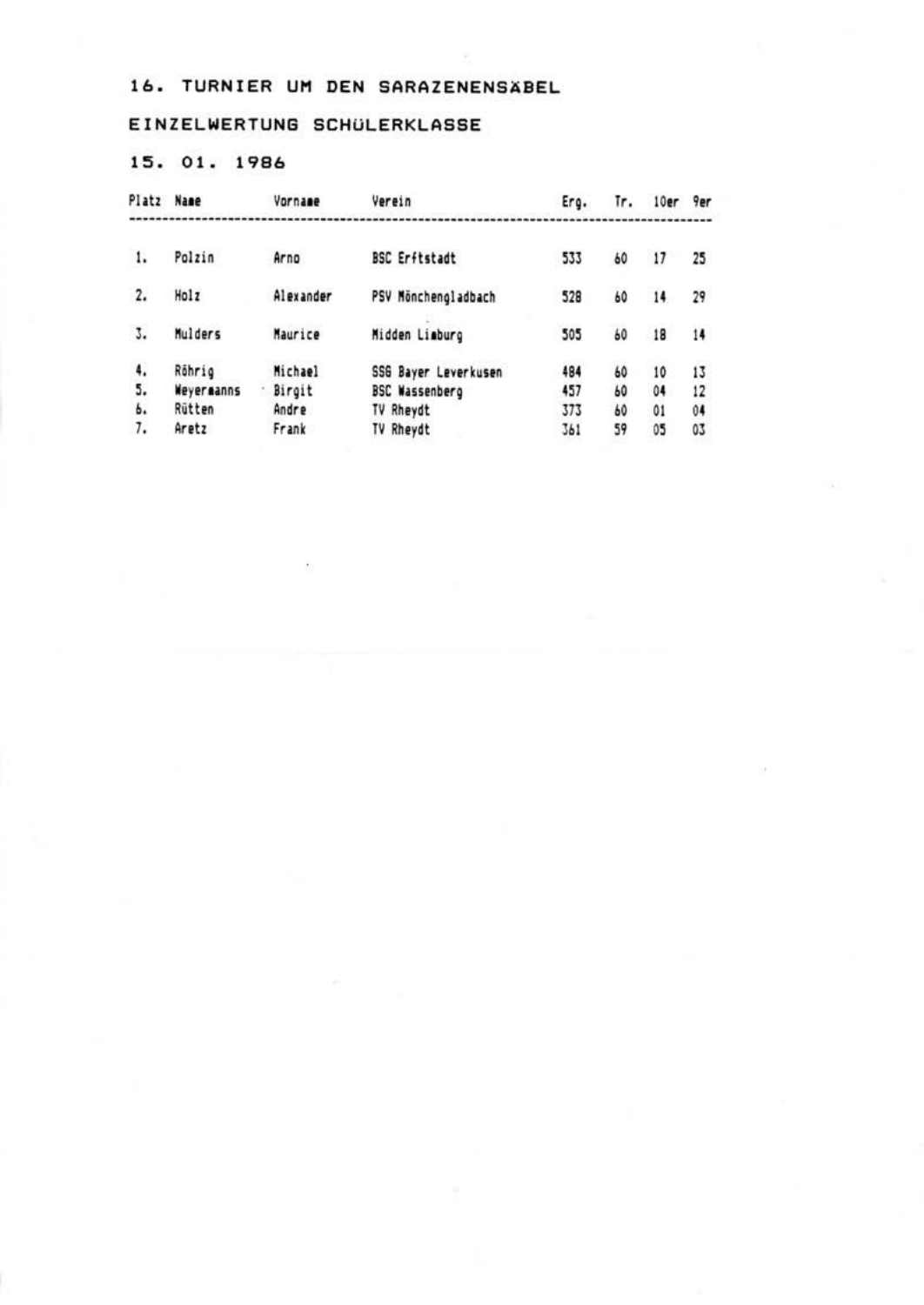# 16. TURNIER UM DEN SARAZENENSÄBEL

## EINZELWERTUNG SCHÜLERKLASSE

## 15. 01. 1986

| Platz | Name | Vorname | Verein | Erg. | Tr. | 10er | 9er |
|---|---|---|---|---|---|---|---|
| 1. | Polzin | Arno | BSC Erftstadt | 533 | 60 | 17 | 25 |
| 2. | Holz | Alexander | PSV Mönchengladbach | 528 | 60 | 14 | 29 |
| 3. | Mulders | Maurice | Midden Limburg | 505 | 60 | 18 | 14 |
| 4. | Röhrig | Michael | SSG Bayer Leverkusen | 484 | 60 | 10 | 13 |
| 5. | Weyermanns | Birgit | BSC Wassenberg | 457 | 60 | 04 | 12 |
| 6. | Rütten | Andre | TV Rheydt | 373 | 60 | 01 | 04 |
| 7. | Aretz | Frank | TV Rheydt | 361 | 59 | 05 | 03 |